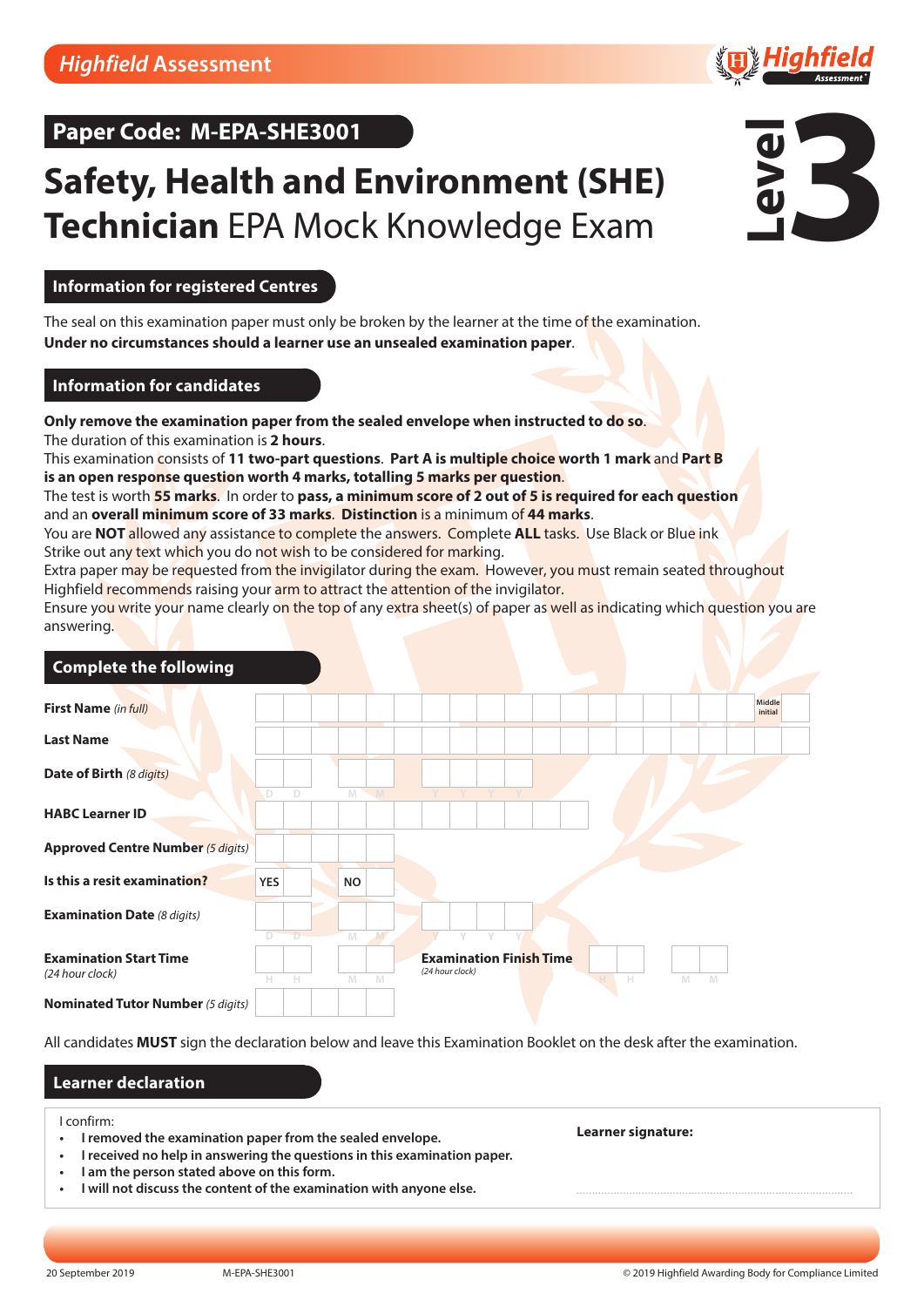Highfield Assessment

## Paper Code: M-EPA-SHE3001

# Safety, Health and Environment (SHE) Technician EPA Mock Knowledge Exam

Level 3

### Information for registered Centres

The seal on this examination paper must only be broken by the learner at the time of the examination.
**Under no circumstances should a learner use an unsealed examination paper**.

### Information for candidates

**Only remove the examination paper from the sealed envelope when instructed to do so**.
The duration of this examination is **2 hours**.
This examination consists of **11 two-part questions**. **Part A is multiple choice worth 1 mark** and **Part B is an open response question worth 4 marks, totalling 5 marks per question**.
The test is worth **55 marks**. In order to **pass, a minimum score of 2 out of 5 is required for each question** and an **overall minimum score of 33 marks**. **Distinction** is a minimum of **44 marks**.
You are **NOT** allowed any assistance to complete the answers. Complete **ALL** tasks. Use Black or Blue ink
Strike out any text which you do not wish to be considered for marking.
Extra paper may be requested from the invigilator during the exam. However, you must remain seated throughout
Highfield recommends raising your arm to attract the attention of the invigilator.
Ensure you write your name clearly on the top of any extra sheet(s) of paper as well as indicating which question you are answering.

### Complete the following

| Field | |
|---|---|
| **First Name** *(in full)* | Middle initial: |
| **Last Name** | |
| **Date of Birth** *(8 digits)* | D D / M M / Y Y Y Y |
| **HABC Learner ID** | |
| **Approved Centre Number** *(5 digits)* | |
| **Is this a resit examination?** | YES / NO |
| **Examination Date** *(8 digits)* | D D / M M / Y Y Y Y |
| **Examination Start Time** *(24 hour clock)* | H H : M M |
| **Examination Finish Time** *(24 hour clock)* | H H : M M |
| **Nominated Tutor Number** *(5 digits)* | |

All candidates **MUST** sign the declaration below and leave this Examination Booklet on the desk after the examination.

### Learner declaration

I confirm:

- **I removed the examination paper from the sealed envelope.**
- **I received no help in answering the questions in this examination paper.**
- **I am the person stated above on this form.**
- **I will not discuss the content of the examination with anyone else.**

**Learner signature:** ..............................................................

20 September 2019 M-EPA-SHE3001 © 2019 Highfield Awarding Body for Compliance Limited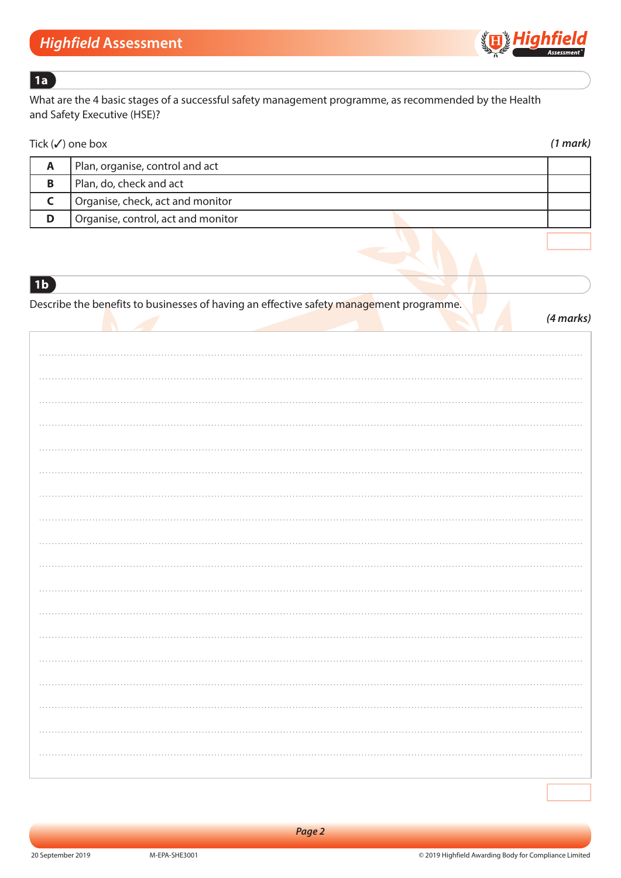## 1a

What are the 4 basic stages of a successful safety management programme, as recommended by the Health and Safety Executive (HSE)?

Tick (✓) one box *(1 mark)*

| | | |
|---|---|---|
| **A** | Plan, organise, control and act | |
| **B** | Plan, do, check and act | |
| **C** | Organise, check, act and monitor | |
| **D** | Organise, control, act and monitor | |

## 1b

Describe the benefits to businesses of having an effective safety management programme.

*(4 marks)*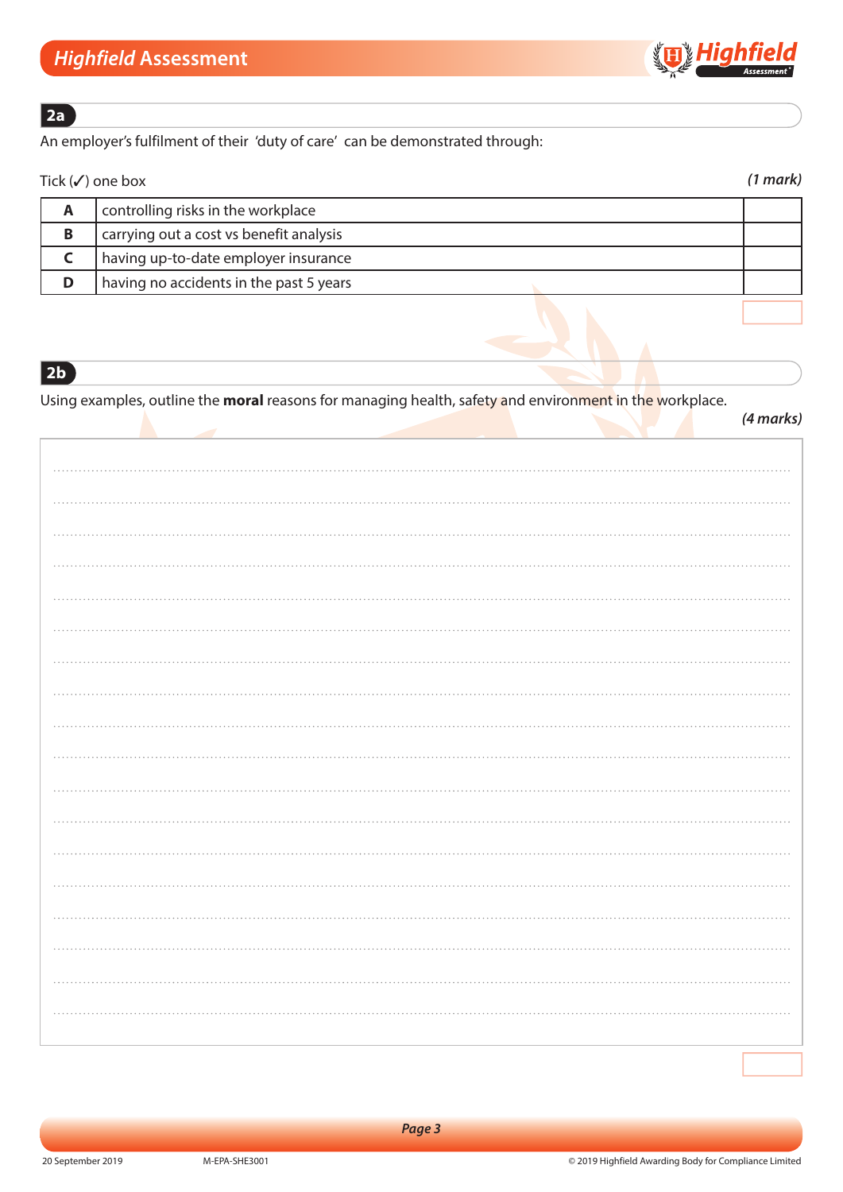## 2a

An employer's fulfilment of their 'duty of care' can be demonstrated through:

Tick (✓) one box *(1 mark)*

| | | |
|---|---|---|
| **A** | controlling risks in the workplace | |
| **B** | carrying out a cost vs benefit analysis | |
| **C** | having up-to-date employer insurance | |
| **D** | having no accidents in the past 5 years | |

## 2b

Using examples, outline the **moral** reasons for managing health, safety and environment in the workplace.

*(4 marks)*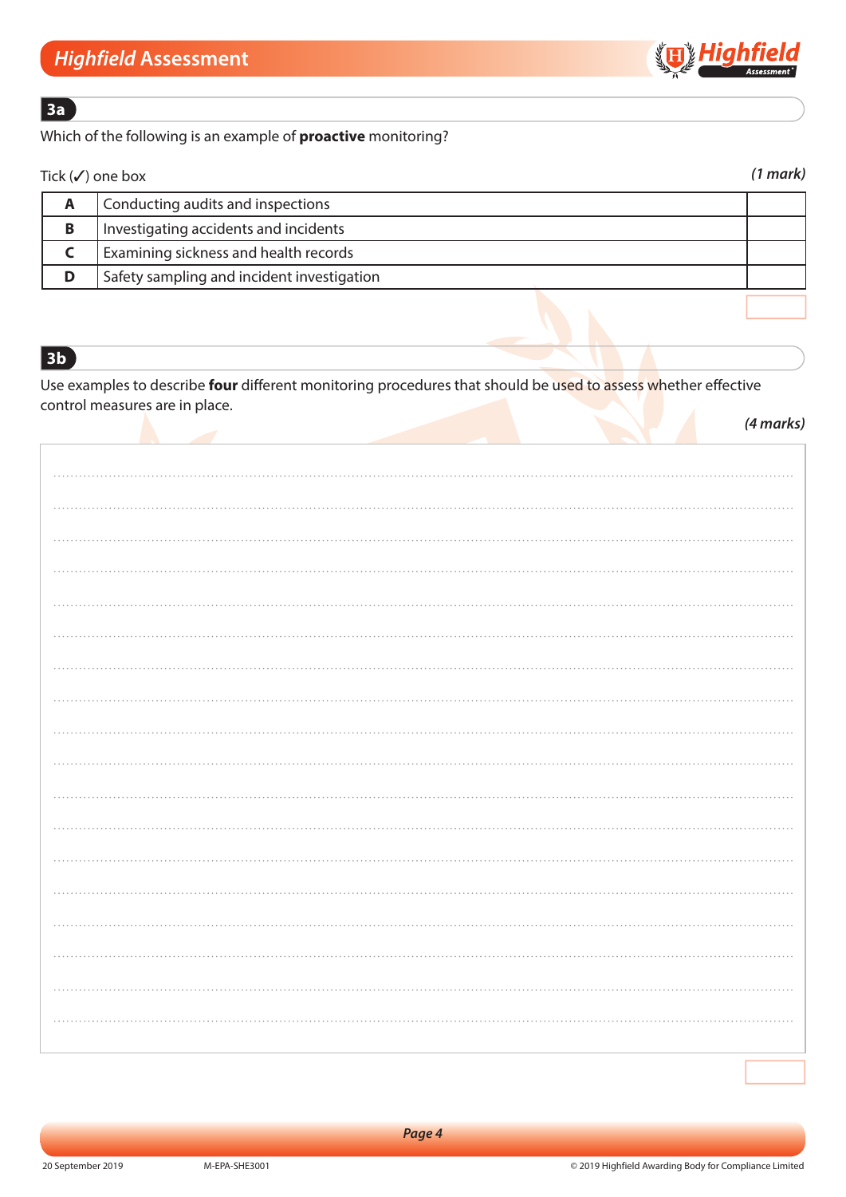## 3a

Which of the following is an example of **proactive** monitoring?

Tick (✓) one box

*(1 mark)*

| | | |
|---|---|---|
| **A** | Conducting audits and inspections | |
| **B** | Investigating accidents and incidents | |
| **C** | Examining sickness and health records | |
| **D** | Safety sampling and incident investigation | |

## 3b

Use examples to describe **four** different monitoring procedures that should be used to assess whether effective control measures are in place.

*(4 marks)*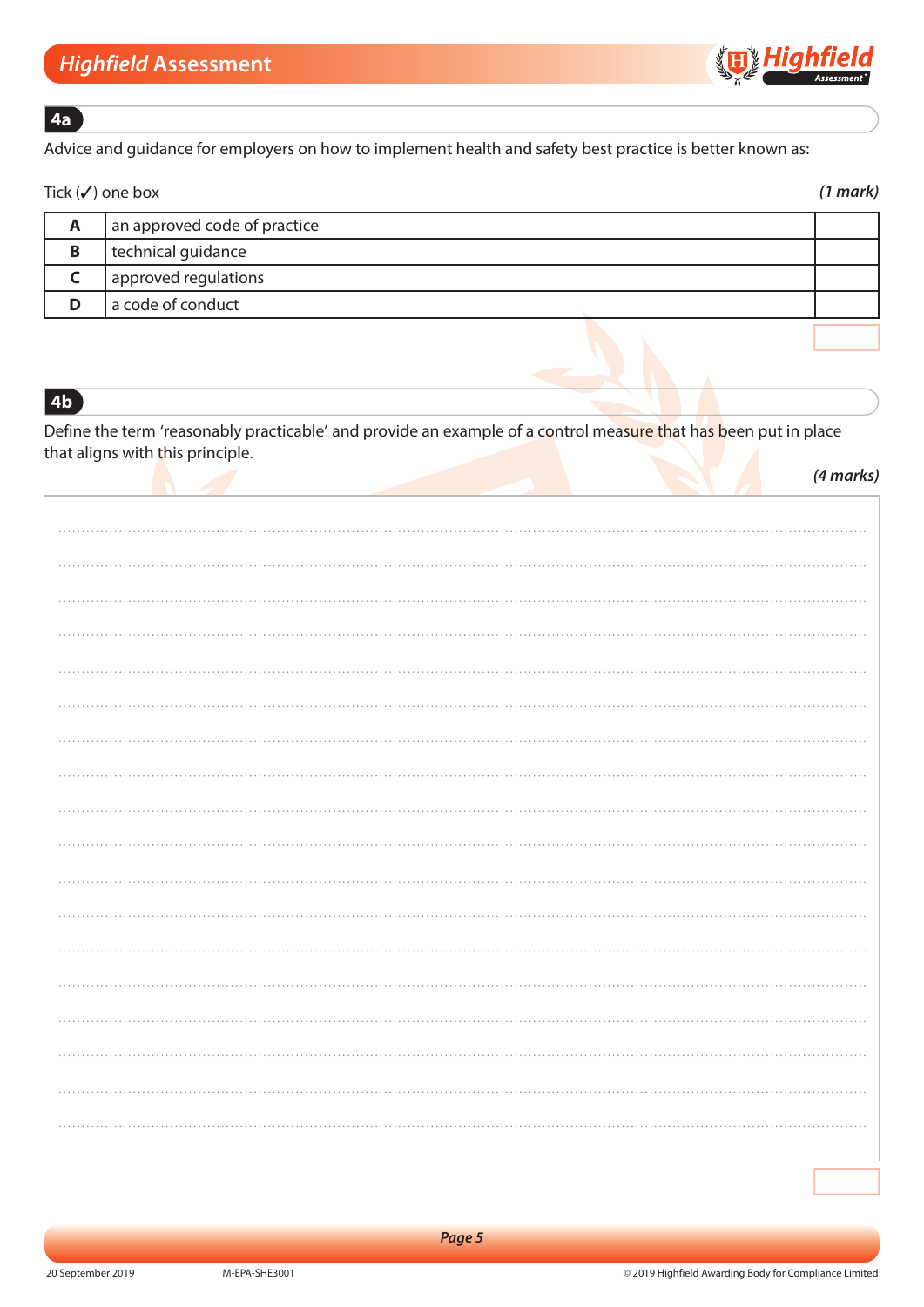## 4a

Advice and guidance for employers on how to implement health and safety best practice is better known as:

Tick (✓) one box *(1 mark)*

| | | |
|---|---|---|
| **A** | an approved code of practice | |
| **B** | technical guidance | |
| **C** | approved regulations | |
| **D** | a code of conduct | |

## 4b

Define the term 'reasonably practicable' and provide an example of a control measure that has been put in place that aligns with this principle.

*(4 marks)*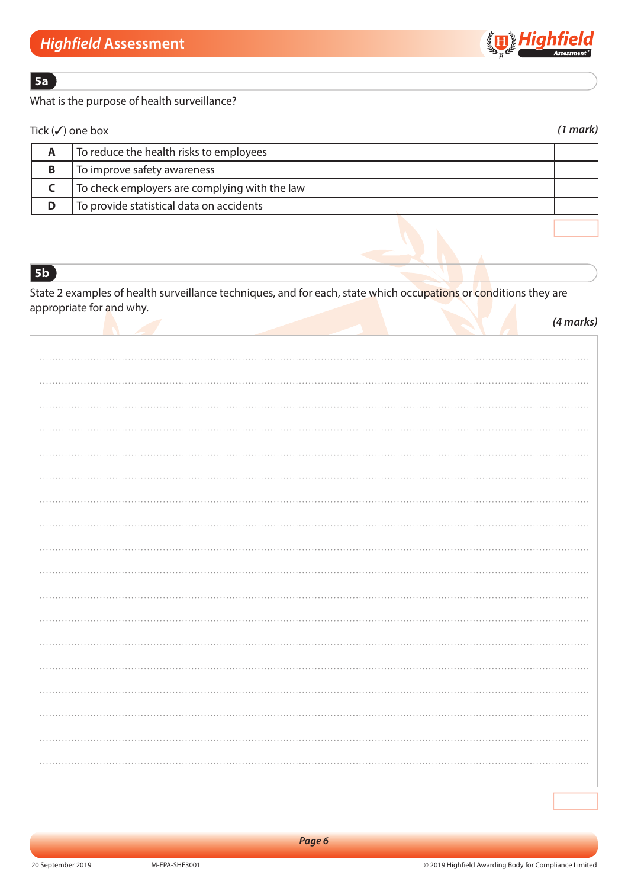## 5a

What is the purpose of health surveillance?

Tick (✓) one box *(1 mark)*

| | | |
|---|---|---|
| **A** | To reduce the health risks to employees | |
| **B** | To improve safety awareness | |
| **C** | To check employers are complying with the law | |
| **D** | To provide statistical data on accidents | |

## 5b

State 2 examples of health surveillance techniques, and for each, state which occupations or conditions they are appropriate for and why.

*(4 marks)*

..................................................................................................................................................

..................................................................................................................................................

..................................................................................................................................................

..................................................................................................................................................

..................................................................................................................................................

..................................................................................................................................................

..................................................................................................................................................

..................................................................................................................................................

..................................................................................................................................................

..................................................................................................................................................

..................................................................................................................................................

..................................................................................................................................................

..................................................................................................................................................

..................................................................................................................................................

..................................................................................................................................................

..................................................................................................................................................

..................................................................................................................................................

..................................................................................................................................................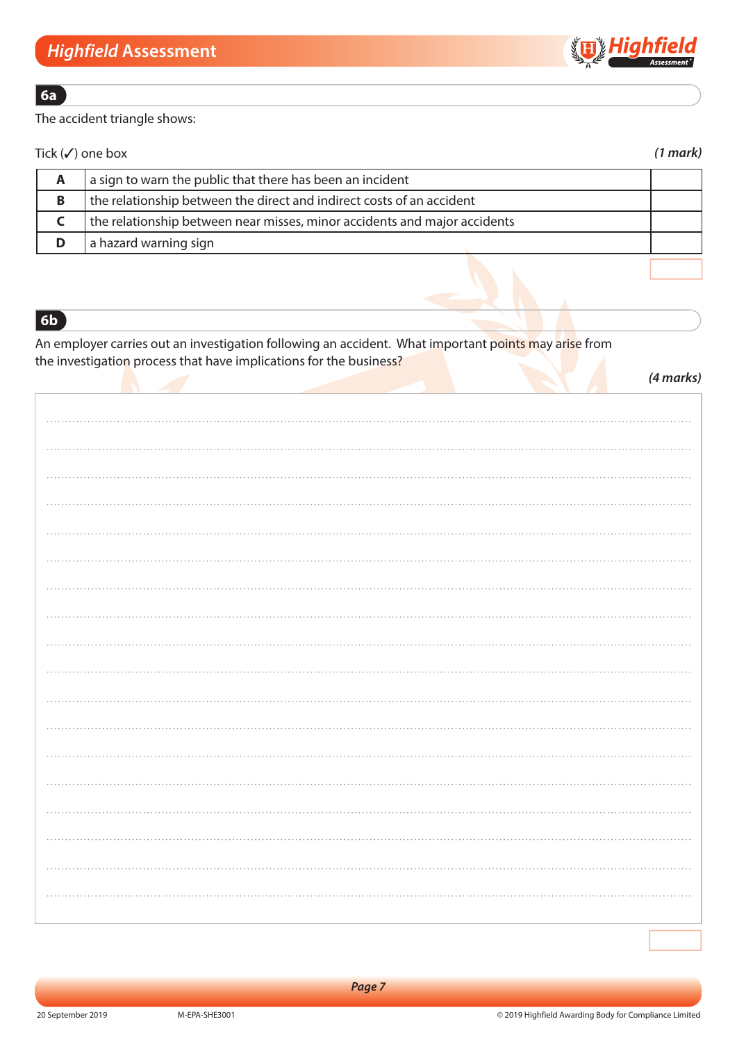## 6a

The accident triangle shows:

Tick (✓) one box *(1 mark)*

| | | |
|---|---|---|
| **A** | a sign to warn the public that there has been an incident | |
| **B** | the relationship between the direct and indirect costs of an accident | |
| **C** | the relationship between near misses, minor accidents and major accidents | |
| **D** | a hazard warning sign | |

## 6b

An employer carries out an investigation following an accident. What important points may arise from the investigation process that have implications for the business?

*(4 marks)*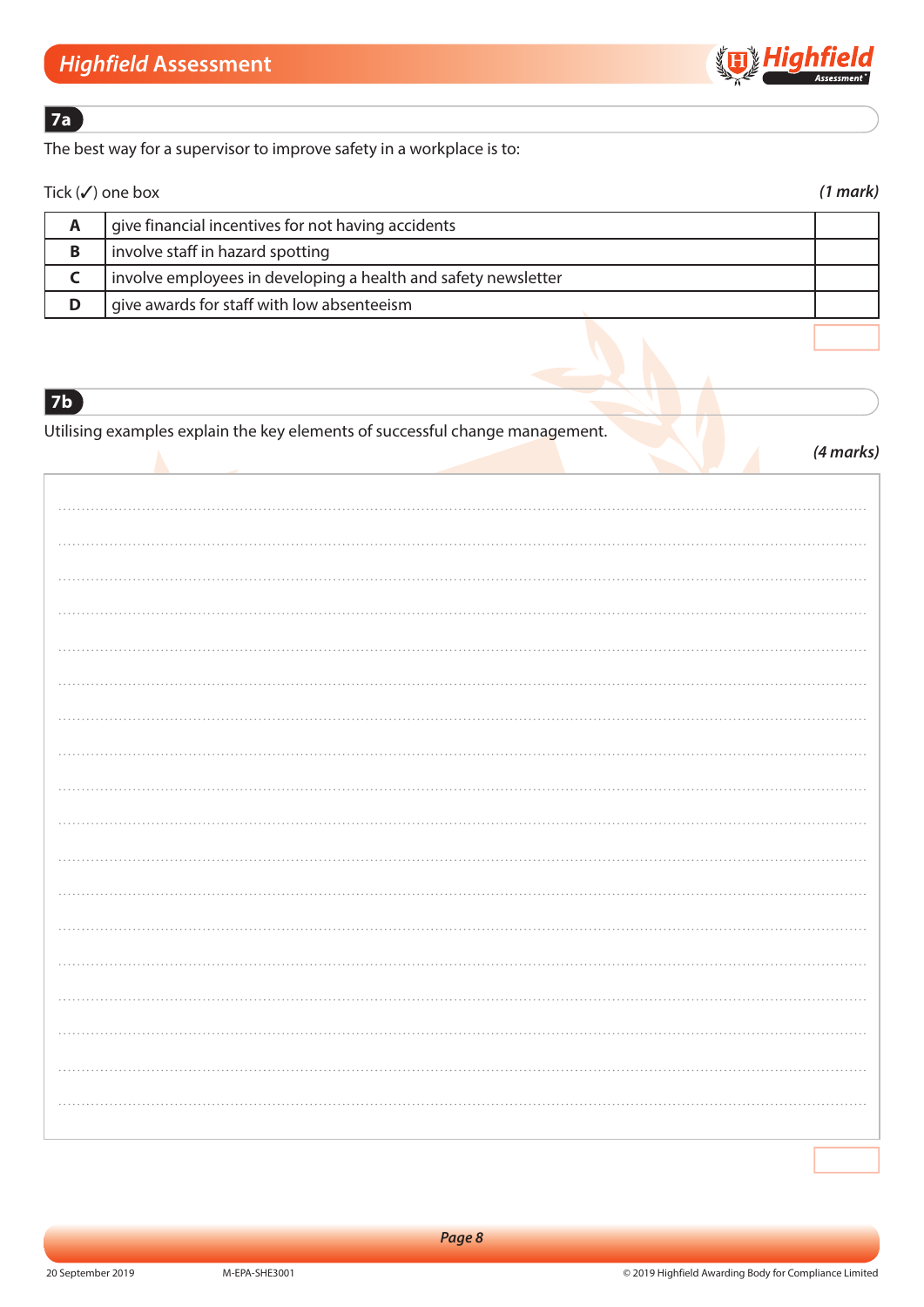## 7a

The best way for a supervisor to improve safety in a workplace is to:

Tick (✓) one box *(1 mark)*

| | | |
|---|---|---|
| **A** | give financial incentives for not having accidents | |
| **B** | involve staff in hazard spotting | |
| **C** | involve employees in developing a health and safety newsletter | |
| **D** | give awards for staff with low absenteeism | |

## 7b

Utilising examples explain the key elements of successful change management.

*(4 marks)*

..............................................................................................................................................................

..............................................................................................................................................................

..............................................................................................................................................................

..............................................................................................................................................................

..............................................................................................................................................................

..............................................................................................................................................................

..............................................................................................................................................................

..............................................................................................................................................................

..............................................................................................................................................................

..............................................................................................................................................................

..............................................................................................................................................................

..............................................................................................................................................................

..............................................................................................................................................................

..............................................................................................................................................................

..............................................................................................................................................................

..............................................................................................................................................................

..............................................................................................................................................................

..............................................................................................................................................................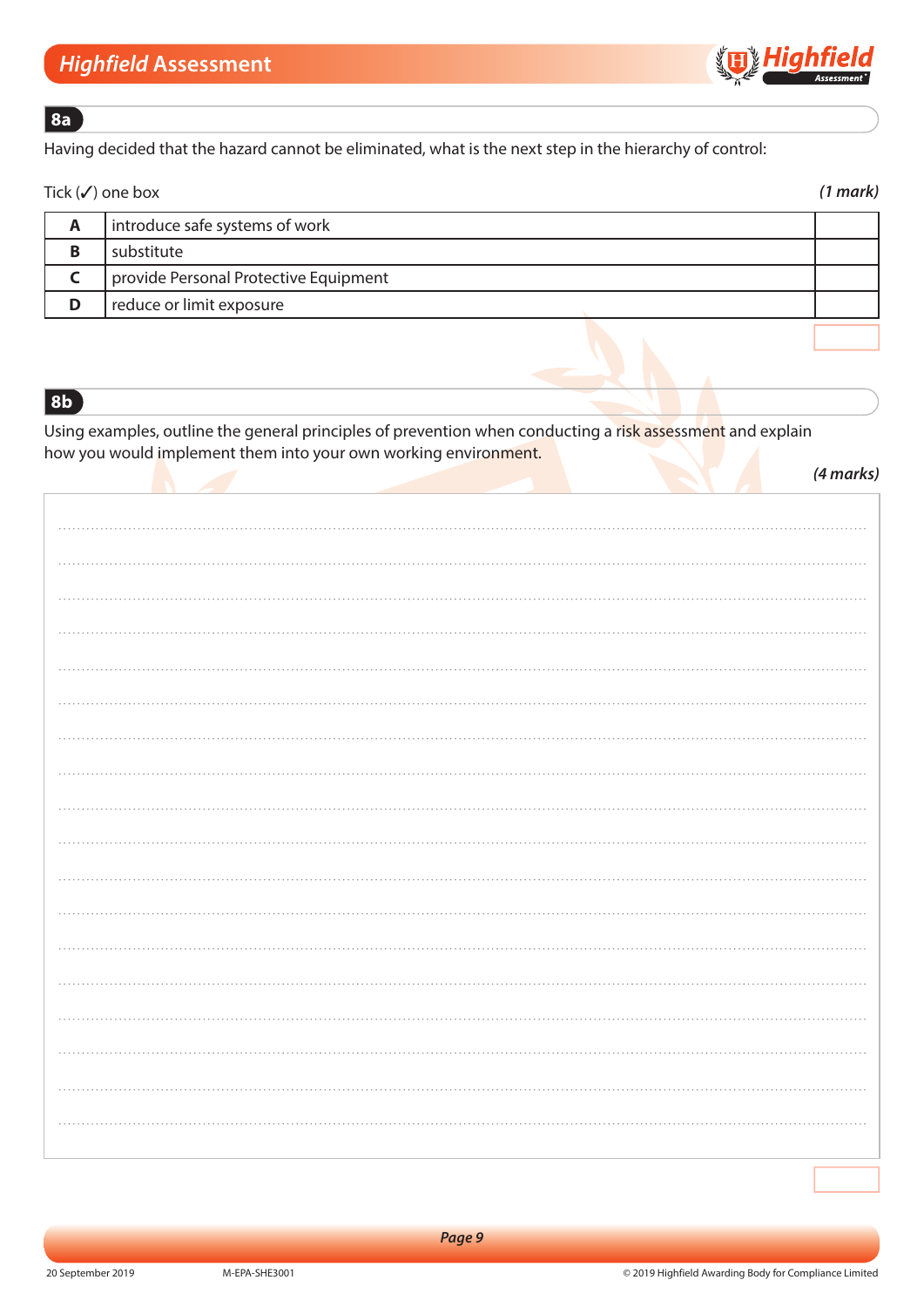**8a**

Having decided that the hazard cannot be eliminated, what is the next step in the hierarchy of control:

Tick (✓) one box *(1 mark)*

| | | |
|---|---|---|
| **A** | introduce safe systems of work | |
| **B** | substitute | |
| **C** | provide Personal Protective Equipment | |
| **D** | reduce or limit exposure | |

**8b**

Using examples, outline the general principles of prevention when conducting a risk assessment and explain how you would implement them into your own working environment.

*(4 marks)*

20 September 2019 M-EPA-SHE3001 © 2019 Highfield Awarding Body for Compliance Limited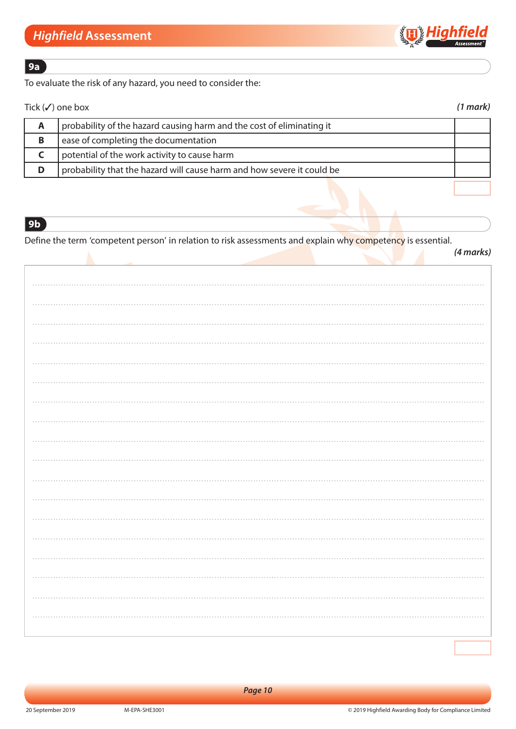## 9a

To evaluate the risk of any hazard, you need to consider the:

Tick (✓) one box *(1 mark)*

| | | |
|---|---|---|
| **A** | probability of the hazard causing harm and the cost of eliminating it | |
| **B** | ease of completing the documentation | |
| **C** | potential of the work activity to cause harm | |
| **D** | probability that the hazard will cause harm and how severe it could be | |

## 9b

Define the term 'competent person' in relation to risk assessments and explain why competency is essential.

*(4 marks)*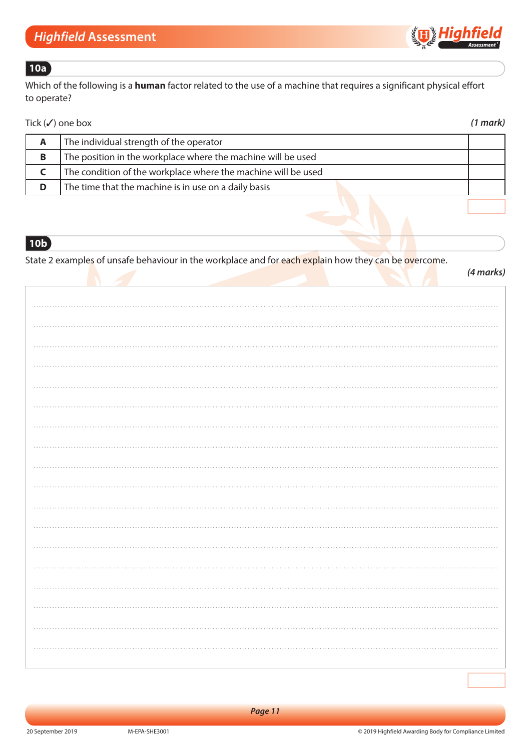## 10a

Which of the following is a **human** factor related to the use of a machine that requires a significant physical effort to operate?

Tick (✓) one box *(1 mark)*

| | | |
|---|---|---|
| **A** | The individual strength of the operator | |
| **B** | The position in the workplace where the machine will be used | |
| **C** | The condition of the workplace where the machine will be used | |
| **D** | The time that the machine is in use on a daily basis | |

## 10b

State 2 examples of unsafe behaviour in the workplace and for each explain how they can be overcome.

*(4 marks)*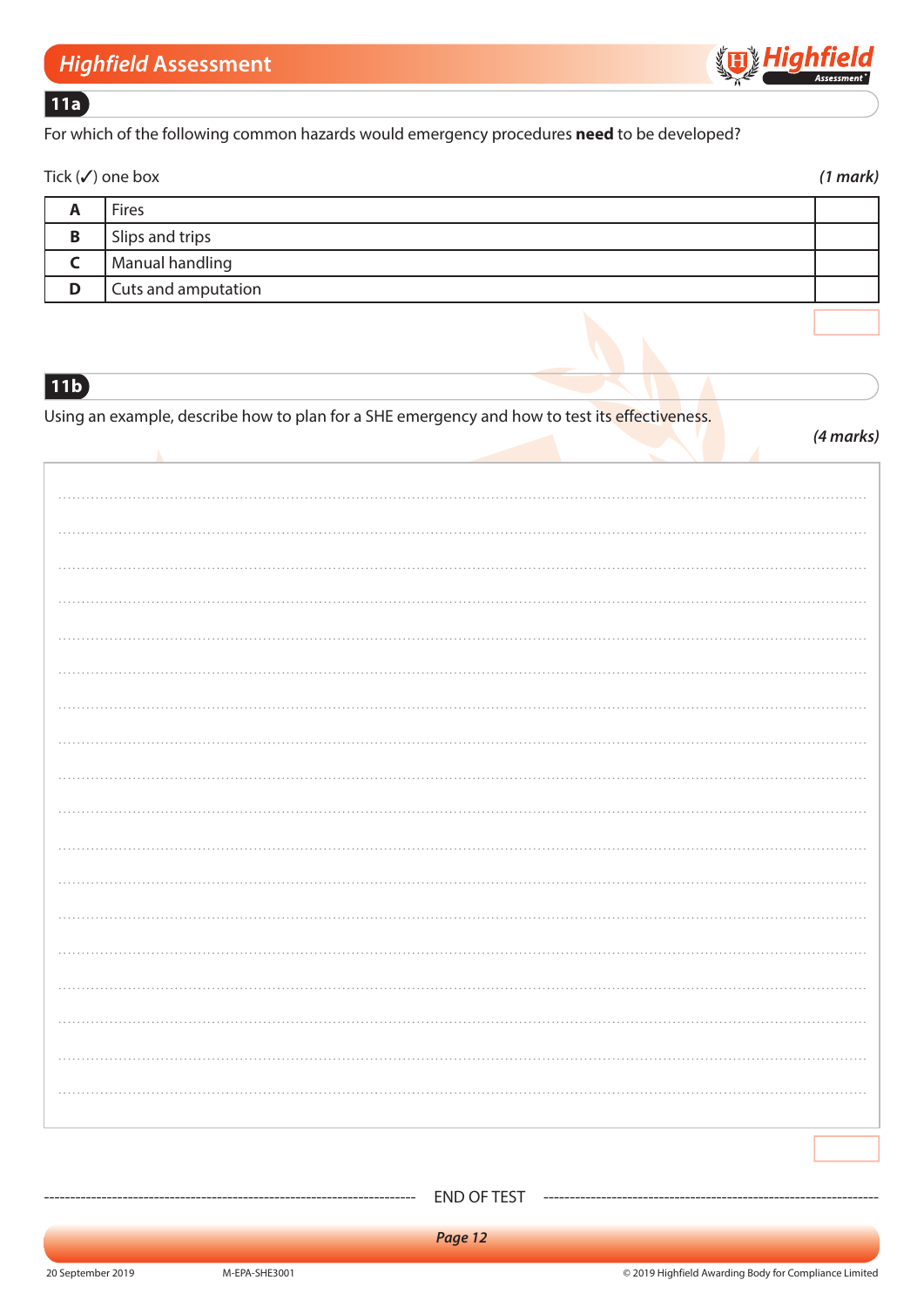## 11a

For which of the following common hazards would emergency procedures **need** to be developed?

Tick (✓) one box *(1 mark)*

| | | |
|---|---|---|
| **A** | Fires | |
| **B** | Slips and trips | |
| **C** | Manual handling | |
| **D** | Cuts and amputation | |

## 11b

Using an example, describe how to plan for a SHE emergency and how to test its effectiveness.

*(4 marks)*

END OF TEST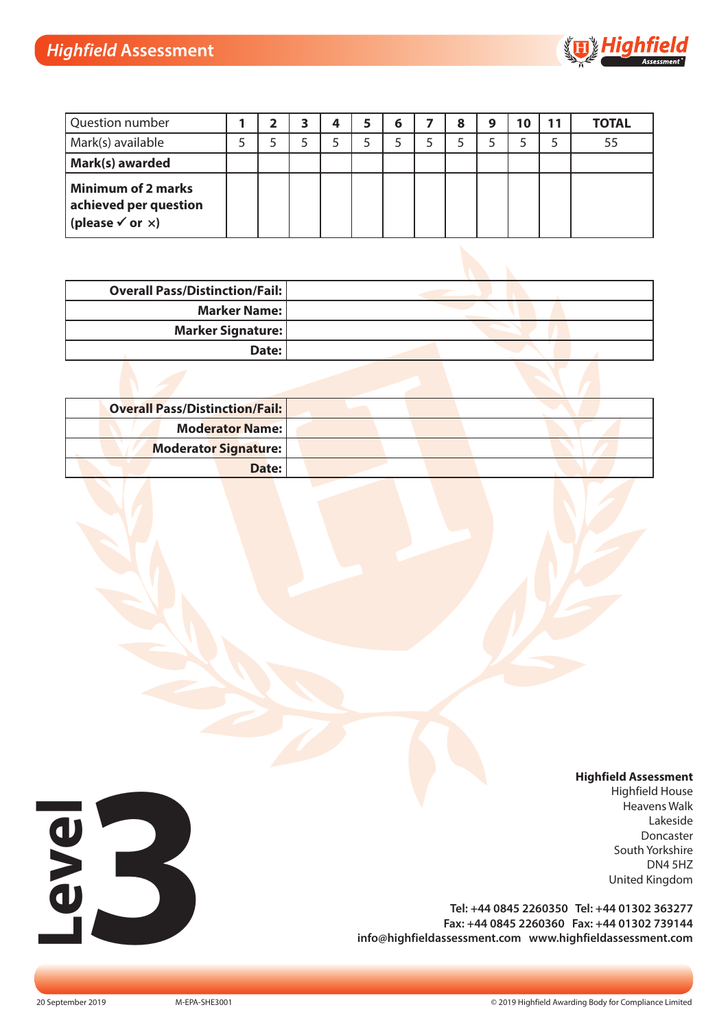| Question number | 1 | 2 | 3 | 4 | 5 | 6 | 7 | 8 | 9 | 10 | 11 | TOTAL |
|---|---|---|---|---|---|---|---|---|---|---|---|---|
| Mark(s) available | 5 | 5 | 5 | 5 | 5 | 5 | 5 | 5 | 5 | 5 | 5 | 55 |
| **Mark(s) awarded** | | | | | | | | | | | | |
| **Minimum of 2 marks achieved per question (please ✓ or ×)** | | | | | | | | | | | | |

| | |
|---|---|
| **Overall Pass/Distinction/Fail:** | |
| **Marker Name:** | |
| **Marker Signature:** | |
| **Date:** | |

| | |
|---|---|
| **Overall Pass/Distinction/Fail:** | |
| **Moderator Name:** | |
| **Moderator Signature:** | |
| **Date:** | |

**Level 3**

**Highfield Assessment**
Highfield House
Heavens Walk
Lakeside
Doncaster
South Yorkshire
DN4 5HZ
United Kingdom

**Tel: +44 0845 2260350 Tel: +44 01302 363277**
**Fax: +44 0845 2260360 Fax: +44 01302 739144**
**info@highfieldassessment.com www.highfieldassessment.com**

20 September 2019 M-EPA-SHE3001 © 2019 Highfield Awarding Body for Compliance Limited